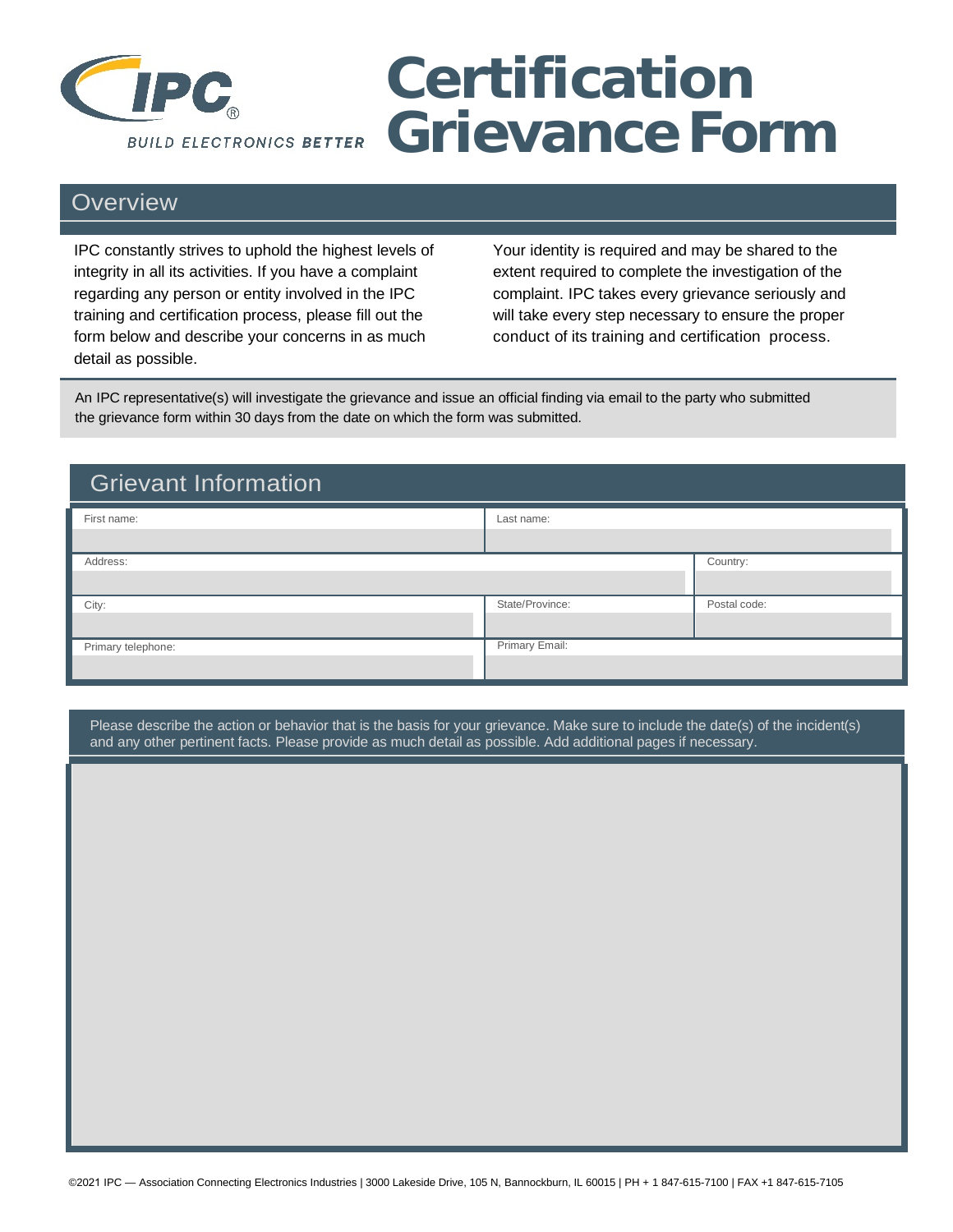IPC
BUILD ELECTRONICS BETTER

# Certification Grievance Form

## Overview

IPC constantly strives to uphold the highest levels of integrity in all its activities. If you have a complaint regarding any person or entity involved in the IPC training and certification process, please fill out the form below and describe your concerns in as much detail as possible.

Your identity is required and may be shared to the extent required to complete the investigation of the complaint. IPC takes every grievance seriously and will take every step necessary to ensure the proper conduct of its training and certification process.

An IPC representative(s) will investigate the grievance and issue an official finding via email to the party who submitted the grievance form within 30 days from the date on which the form was submitted.

## Grievant Information

| First name: | | Last name: | |
|---|---|---|---|
| Address: | | | Country: |
| City: | | State/Province: | Postal code: |
| Primary telephone: | | Primary Email: | |

Please describe the action or behavior that is the basis for your grievance. Make sure to include the date(s) of the incident(s) and any other pertinent facts. Please provide as much detail as possible. Add additional pages if necessary.

©2021 IPC — Association Connecting Electronics Industries | 3000 Lakeside Drive, 105 N, Bannockburn, IL 60015 | PH + 1 847-615-7100 | FAX +1 847-615-7105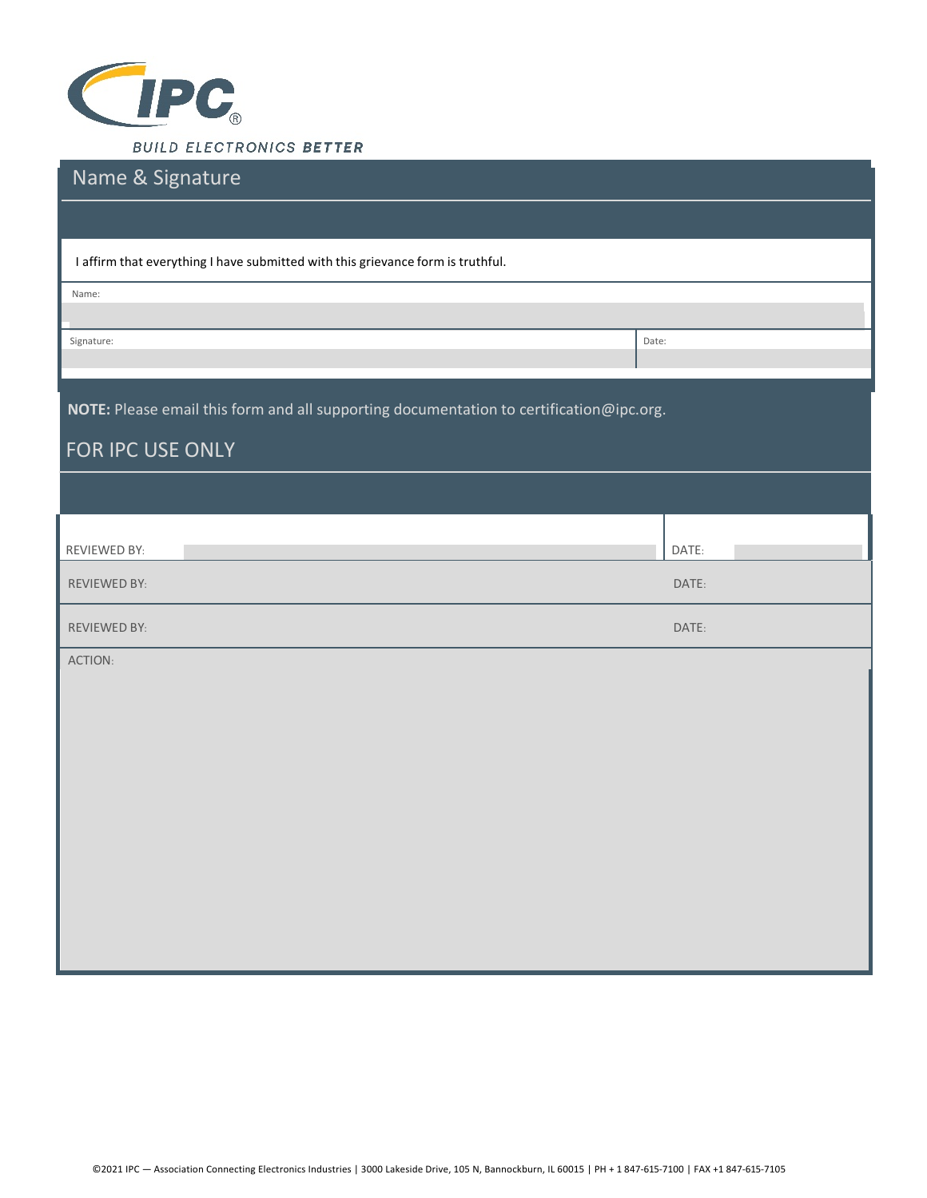BUILD ELECTRONICS BETTER

## Name & Signature

I affirm that everything I have submitted with this grievance form is truthful.

| | |
|---|---|
| Name: | |
| Signature: | Date: |

**NOTE:** Please email this form and all supporting documentation to certification@ipc.org.

## FOR IPC USE ONLY

| | |
|---|---|
| REVIEWED BY: | DATE: |
| REVIEWED BY: | DATE: |
| REVIEWED BY: | DATE: |
| ACTION: | |

©2021 IPC — Association Connecting Electronics Industries | 3000 Lakeside Drive, 105 N, Bannockburn, IL 60015 | PH + 1 847-615-7100 | FAX +1 847-615-7105